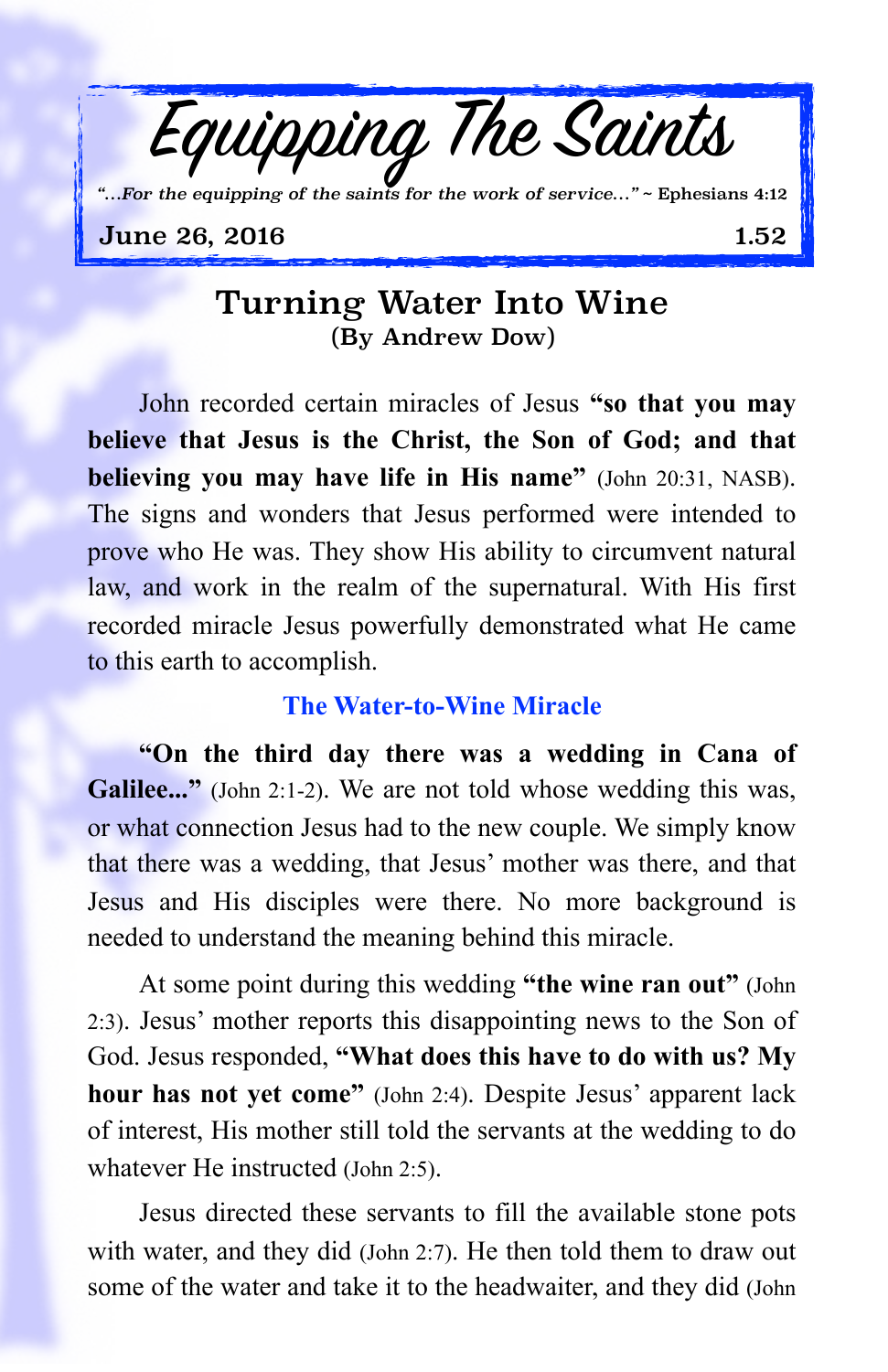# Equipping The Saints

*"...For the equipping of the saints for the work of service..."* ~ Ephesians 4:12

June 26, 2016 1.52

## Turning Water Into Wine

**(By Andrew Dow)**

John recorded certain miracles of Jesus **"so that you may believe that Jesus is the Christ, the Son of God; and that believing you may have life in His name"** (John 20:31, NASB). The signs and wonders that Jesus performed were intended to prove who He was. They show His ability to circumvent natural law, and work in the realm of the supernatural. With His first recorded miracle Jesus powerfully demonstrated what He came to this earth to accomplish.

### The Water-to-Wine Miracle

**"On the third day there was a wedding in Cana of Galilee..."** (John 2:1-2). We are not told whose wedding this was, or what connection Jesus had to the new couple. We simply know that there was a wedding, that Jesus' mother was there, and that Jesus and His disciples were there. No more background is needed to understand the meaning behind this miracle.

At some point during this wedding **"the wine ran out"** (John 2:3). Jesus' mother reports this disappointing news to the Son of God. Jesus responded, **"What does this have to do with us? My hour has not yet come"** (John 2:4). Despite Jesus' apparent lack of interest, His mother still told the servants at the wedding to do whatever He instructed (John 2:5).

Jesus directed these servants to fill the available stone pots with water, and they did (John 2:7). He then told them to draw out some of the water and take it to the headwaiter, and they did (John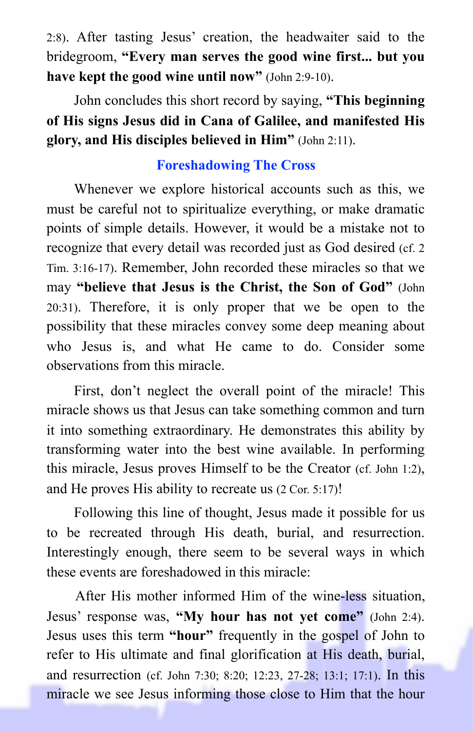2:8). After tasting Jesus' creation, the headwaiter said to the bridegroom, **"Every man serves the good wine first... but you have kept the good wine until now"** (John 2:9-10).

John concludes this short record by saying, **"This beginning of His signs Jesus did in Cana of Galilee, and manifested His glory, and His disciples believed in Him"** (John 2:11).

## Foreshadowing The Cross

Whenever we explore historical accounts such as this, we must be careful not to spiritualize everything, or make dramatic points of simple details. However, it would be a mistake not to recognize that every detail was recorded just as God desired (cf. 2 Tim. 3:16-17). Remember, John recorded these miracles so that we may **"believe that Jesus is the Christ, the Son of God"** (John 20:31). Therefore, it is only proper that we be open to the possibility that these miracles convey some deep meaning about who Jesus is, and what He came to do. Consider some observations from this miracle.

First, don't neglect the overall point of the miracle! This miracle shows us that Jesus can take something common and turn it into something extraordinary. He demonstrates this ability by transforming water into the best wine available. In performing this miracle, Jesus proves Himself to be the Creator (cf. John 1:2), and He proves His ability to recreate us (2 Cor. 5:17)!

Following this line of thought, Jesus made it possible for us to be recreated through His death, burial, and resurrection. Interestingly enough, there seem to be several ways in which these events are foreshadowed in this miracle:

After His mother informed Him of the wine-less situation, Jesus' response was, **"My hour has not yet come"** (John 2:4). Jesus uses this term **"hour"** frequently in the gospel of John to refer to His ultimate and final glorification at His death, burial, and resurrection (cf. John 7:30; 8:20; 12:23, 27-28; 13:1; 17:1). In this miracle we see Jesus informing those close to Him that the hour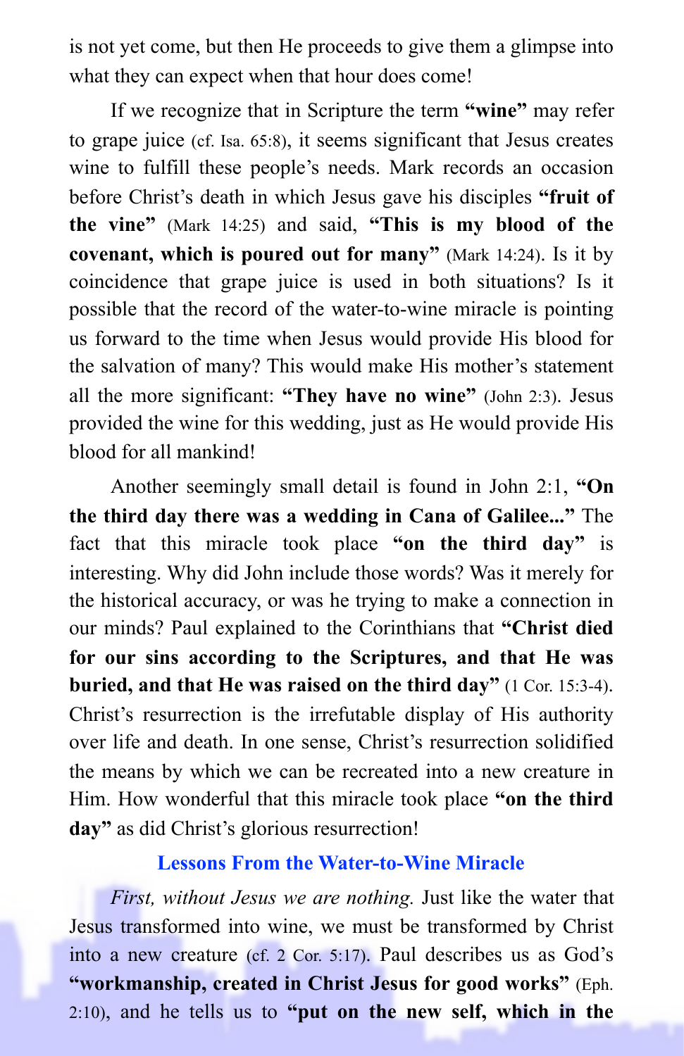is not yet come, but then He proceeds to give them a glimpse into what they can expect when that hour does come!

If we recognize that in Scripture the term **"wine"** may refer to grape juice (cf. Isa. 65:8), it seems significant that Jesus creates wine to fulfill these people's needs. Mark records an occasion before Christ's death in which Jesus gave his disciples **"fruit of the vine"** (Mark 14:25) and said, **"This is my blood of the covenant, which is poured out for many"** (Mark 14:24). Is it by coincidence that grape juice is used in both situations? Is it possible that the record of the water-to-wine miracle is pointing us forward to the time when Jesus would provide His blood for the salvation of many? This would make His mother's statement all the more significant: **"They have no wine"** (John 2:3). Jesus provided the wine for this wedding, just as He would provide His blood for all mankind!

Another seemingly small detail is found in John 2:1, **"On the third day there was a wedding in Cana of Galilee..."** The fact that this miracle took place **"on the third day"** is interesting. Why did John include those words? Was it merely for the historical accuracy, or was he trying to make a connection in our minds? Paul explained to the Corinthians that **"Christ died for our sins according to the Scriptures, and that He was buried, and that He was raised on the third day"** (1 Cor. 15:3-4). Christ's resurrection is the irrefutable display of His authority over life and death. In one sense, Christ's resurrection solidified the means by which we can be recreated into a new creature in Him. How wonderful that this miracle took place **"on the third day"** as did Christ's glorious resurrection!

## Lessons From the Water-to-Wine Miracle

*First, without Jesus we are nothing.* Just like the water that Jesus transformed into wine, we must be transformed by Christ into a new creature (cf. 2 Cor. 5:17). Paul describes us as God's **"workmanship, created in Christ Jesus for good works"** (Eph. 2:10), and he tells us to **"put on the new self, which in the**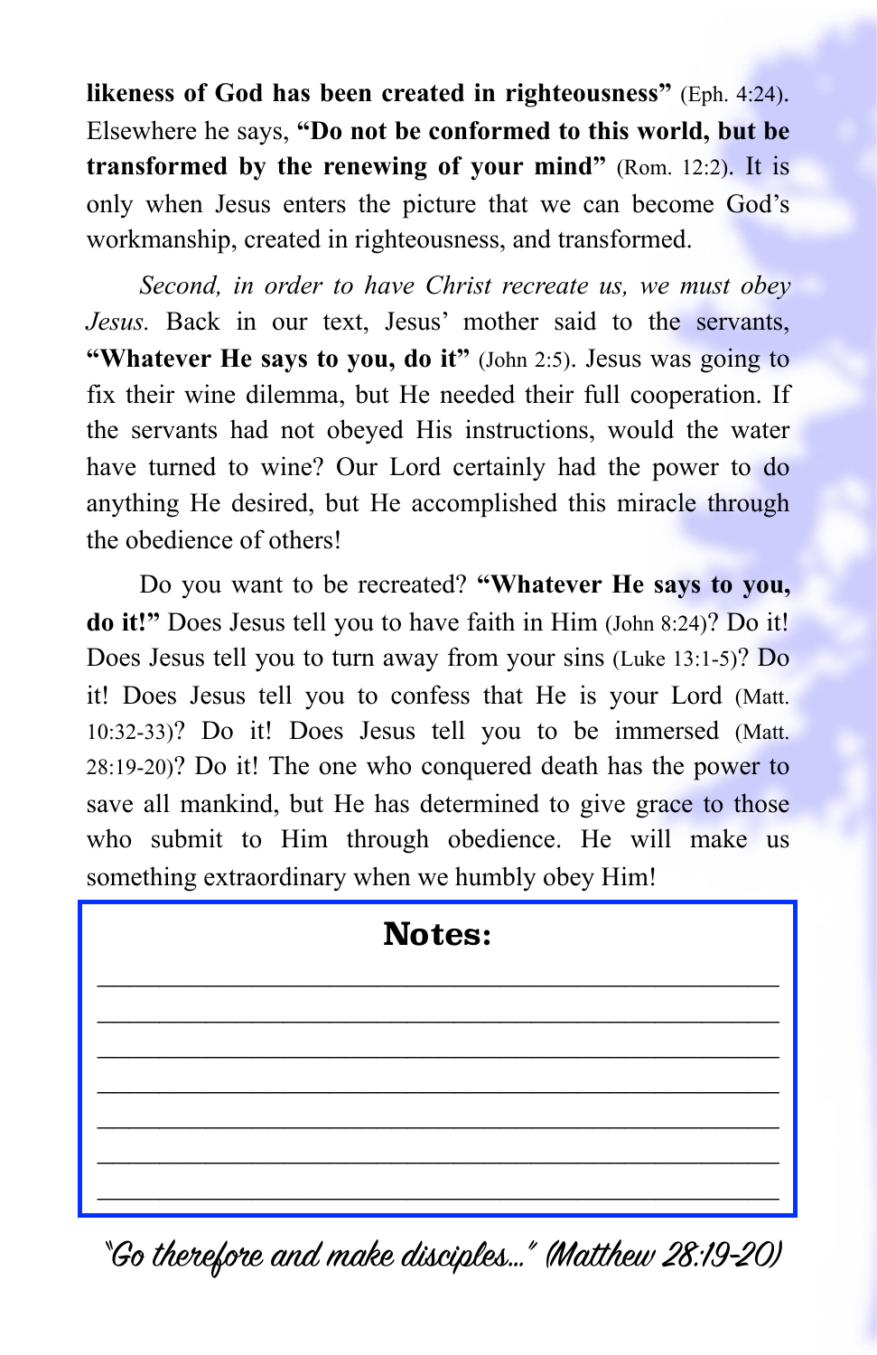**likeness of God has been created in righteousness"** (Eph. 4:24). Elsewhere he says, **"Do not be conformed to this world, but be transformed by the renewing of your mind"** (Rom. 12:2). It is only when Jesus enters the picture that we can become God's workmanship, created in righteousness, and transformed.

*Second, in order to have Christ recreate us, we must obey Jesus.* Back in our text, Jesus' mother said to the servants, **"Whatever He says to you, do it"** (John 2:5). Jesus was going to fix their wine dilemma, but He needed their full cooperation. If the servants had not obeyed His instructions, would the water have turned to wine? Our Lord certainly had the power to do anything He desired, but He accomplished this miracle through the obedience of others!

Do you want to be recreated? **"Whatever He says to you, do it!"** Does Jesus tell you to have faith in Him (John 8:24)? Do it! Does Jesus tell you to turn away from your sins (Luke 13:1-5)? Do it! Does Jesus tell you to confess that He is your Lord (Matt. 10:32-33)? Do it! Does Jesus tell you to be immersed (Matt. 28:19-20)? Do it! The one who conquered death has the power to save all mankind, but He has determined to give grace to those who submit to Him through obedience. He will make us something extraordinary when we humbly obey Him!

**Notes:**

________________________________________________

________________________________________________

________________________________________________

________________________________________________

________________________________________________

________________________________________________

________________________________________________

*"Go therefore and make disciples..." (Matthew 28:19-20)*